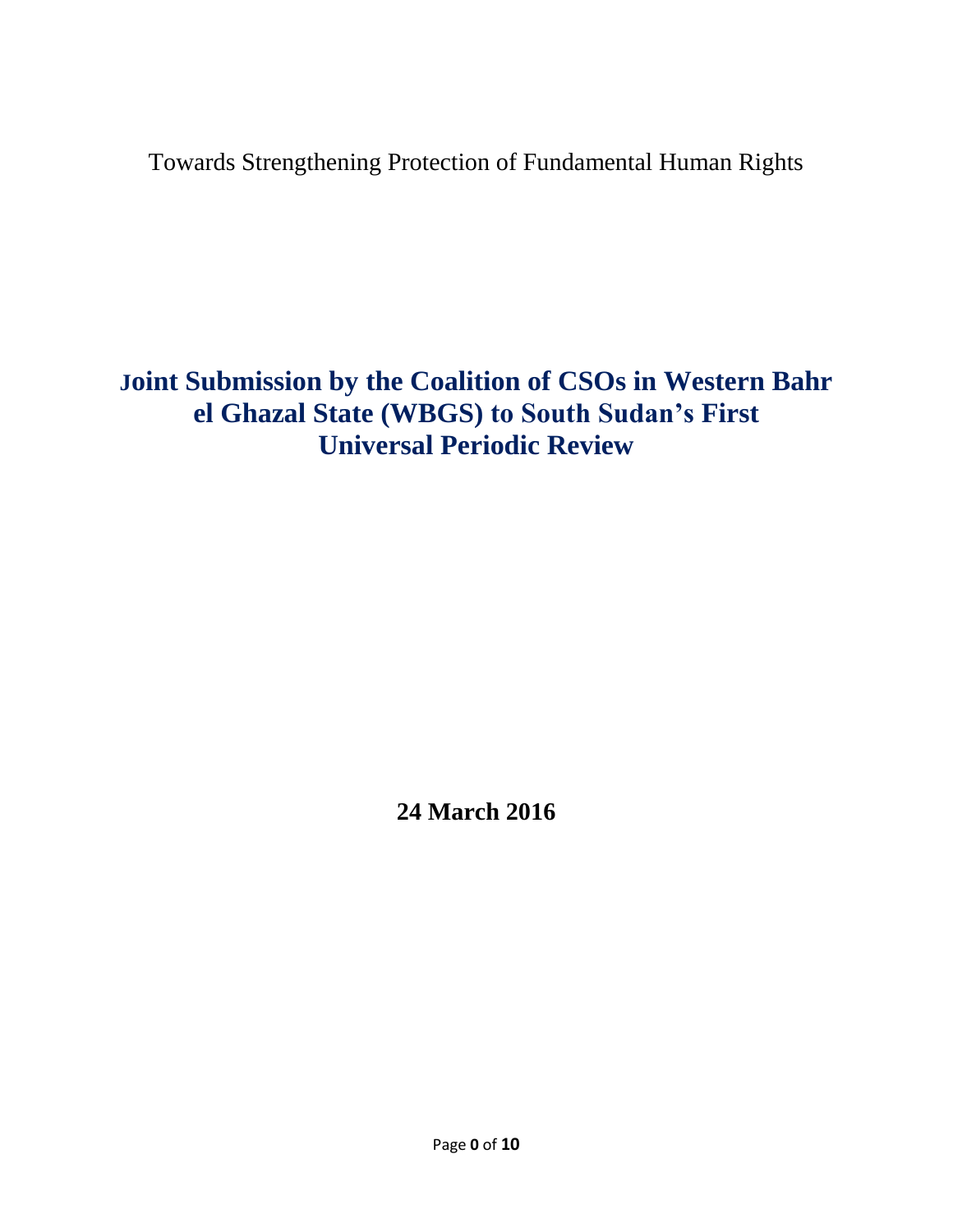Towards Strengthening Protection of Fundamental Human Rights

# Joint Submission by the Coalition of CSOs in Western Bahr el Ghazal State (WBGS) to South Sudan's First Universal Periodic Review

**24 March 2016**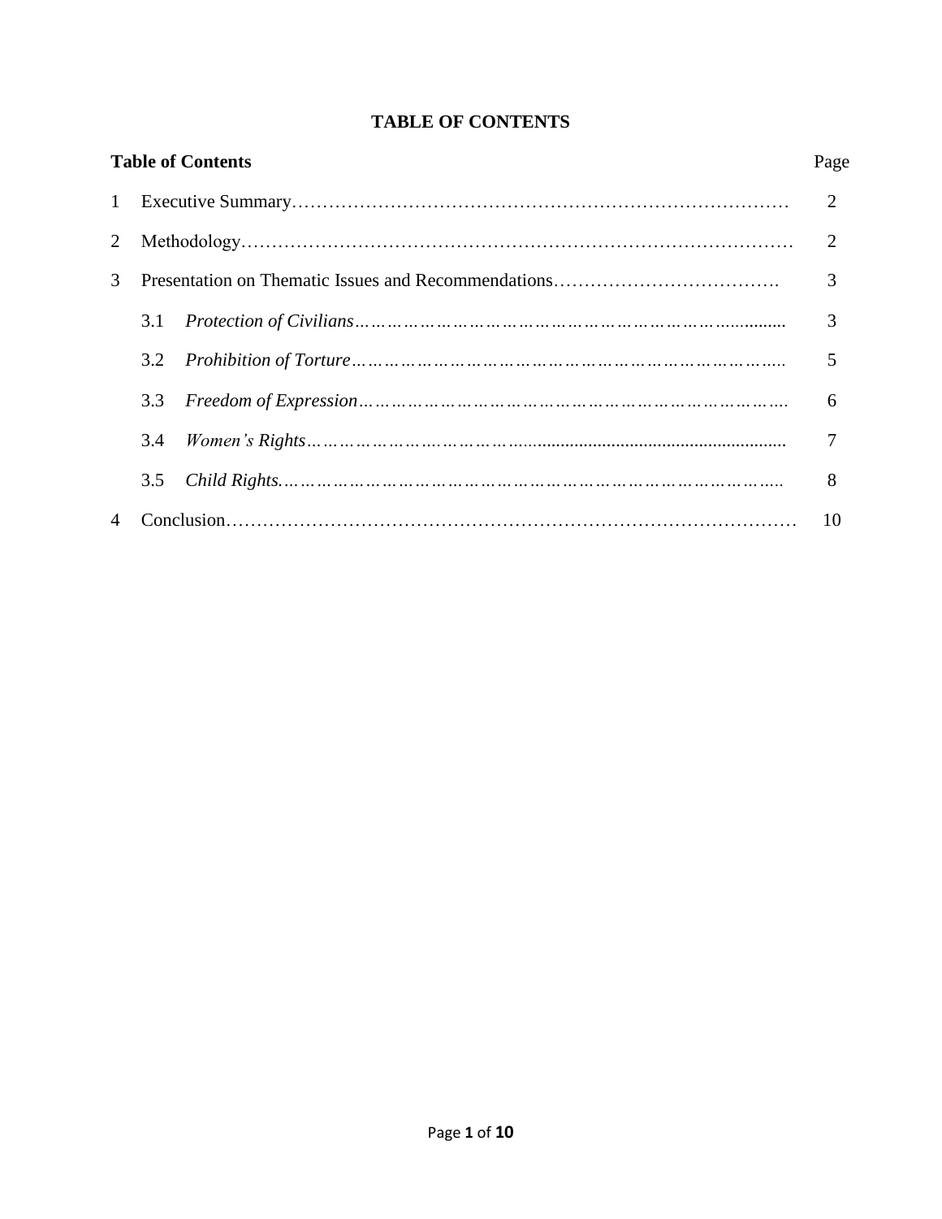# TABLE OF CONTENTS

| **Table of Contents** | | | Page |
|---|---|---|---|
| 1 | Executive Summary | | 2 |
| 2 | Methodology | | 2 |
| 3 | Presentation on Thematic Issues and Recommendations | | 3 |
| | 3.1 | *Protection of Civilians* | 3 |
| | 3.2 | *Prohibition of Torture* | 5 |
| | 3.3 | *Freedom of Expression* | 6 |
| | 3.4 | *Women's Rights* | 7 |
| | 3.5 | *Child Rights.* | 8 |
| 4 | Conclusion | | 10 |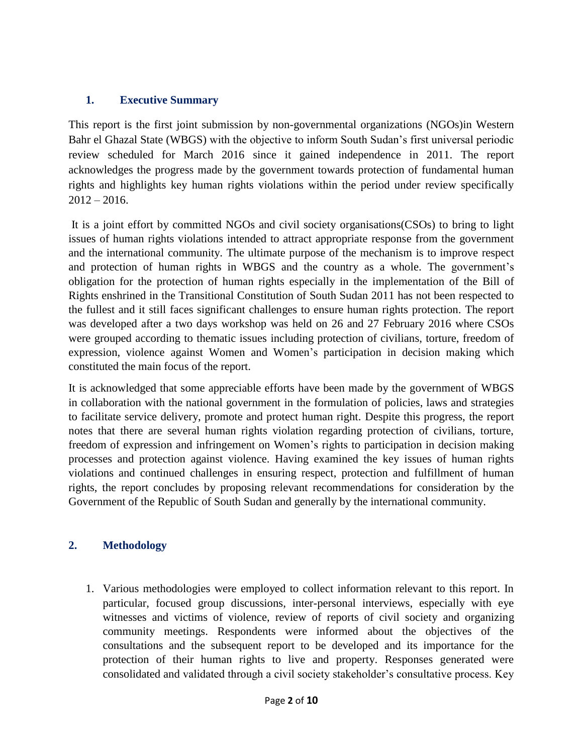## 1. Executive Summary

This report is the first joint submission by non-governmental organizations (NGOs)in Western Bahr el Ghazal State (WBGS) with the objective to inform South Sudan's first universal periodic review scheduled for March 2016 since it gained independence in 2011. The report acknowledges the progress made by the government towards protection of fundamental human rights and highlights key human rights violations within the period under review specifically 2012 – 2016.

It is a joint effort by committed NGOs and civil society organisations(CSOs) to bring to light issues of human rights violations intended to attract appropriate response from the government and the international community. The ultimate purpose of the mechanism is to improve respect and protection of human rights in WBGS and the country as a whole. The government's obligation for the protection of human rights especially in the implementation of the Bill of Rights enshrined in the Transitional Constitution of South Sudan 2011 has not been respected to the fullest and it still faces significant challenges to ensure human rights protection. The report was developed after a two days workshop was held on 26 and 27 February 2016 where CSOs were grouped according to thematic issues including protection of civilians, torture, freedom of expression, violence against Women and Women's participation in decision making which constituted the main focus of the report.

It is acknowledged that some appreciable efforts have been made by the government of WBGS in collaboration with the national government in the formulation of policies, laws and strategies to facilitate service delivery, promote and protect human right. Despite this progress, the report notes that there are several human rights violation regarding protection of civilians, torture, freedom of expression and infringement on Women's rights to participation in decision making processes and protection against violence. Having examined the key issues of human rights violations and continued challenges in ensuring respect, protection and fulfillment of human rights, the report concludes by proposing relevant recommendations for consideration by the Government of the Republic of South Sudan and generally by the international community.

## 2. Methodology

1. Various methodologies were employed to collect information relevant to this report. In particular, focused group discussions, inter-personal interviews, especially with eye witnesses and victims of violence, review of reports of civil society and organizing community meetings. Respondents were informed about the objectives of the consultations and the subsequent report to be developed and its importance for the protection of their human rights to live and property. Responses generated were consolidated and validated through a civil society stakeholder's consultative process. Key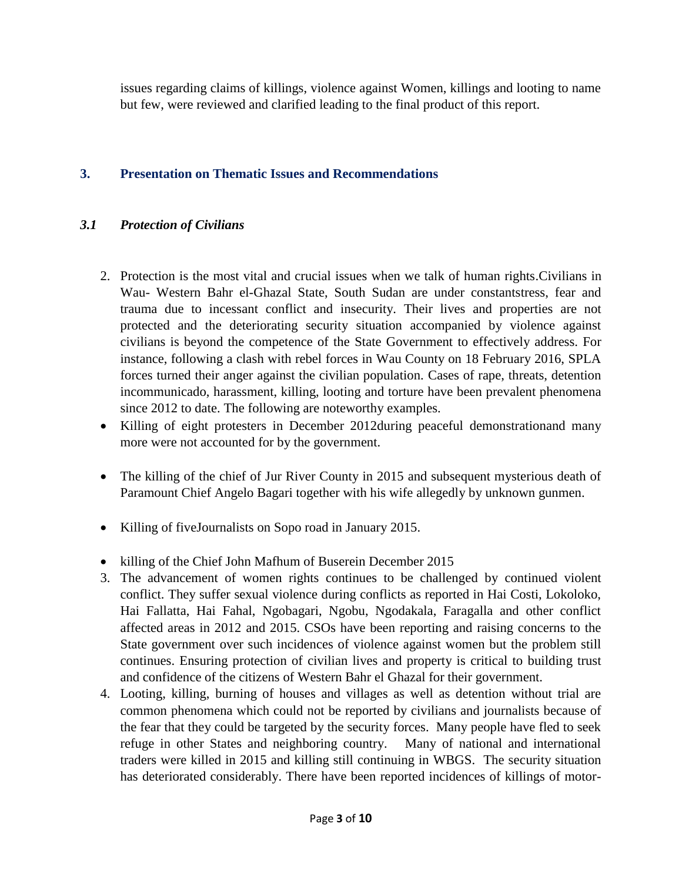issues regarding claims of killings, violence against Women, killings and looting to name but few, were reviewed and clarified leading to the final product of this report.

## 3. Presentation on Thematic Issues and Recommendations

### *3.1 Protection of Civilians*

2. Protection is the most vital and crucial issues when we talk of human rights.Civilians in Wau- Western Bahr el-Ghazal State, South Sudan are under constantstress, fear and trauma due to incessant conflict and insecurity. Their lives and properties are not protected and the deteriorating security situation accompanied by violence against civilians is beyond the competence of the State Government to effectively address. For instance, following a clash with rebel forces in Wau County on 18 February 2016, SPLA forces turned their anger against the civilian population. Cases of rape, threats, detention incommunicado, harassment, killing, looting and torture have been prevalent phenomena since 2012 to date. The following are noteworthy examples.

- Killing of eight protesters in December 2012during peaceful demonstrationand many more were not accounted for by the government.
- The killing of the chief of Jur River County in 2015 and subsequent mysterious death of Paramount Chief Angelo Bagari together with his wife allegedly by unknown gunmen.
- Killing of fiveJournalists on Sopo road in January 2015.
- killing of the Chief John Mafhum of Buserein December 2015

3. The advancement of women rights continues to be challenged by continued violent conflict. They suffer sexual violence during conflicts as reported in Hai Costi, Lokoloko, Hai Fallatta, Hai Fahal, Ngobagari, Ngobu, Ngodakala, Faragalla and other conflict affected areas in 2012 and 2015. CSOs have been reporting and raising concerns to the State government over such incidences of violence against women but the problem still continues. Ensuring protection of civilian lives and property is critical to building trust and confidence of the citizens of Western Bahr el Ghazal for their government.
4. Looting, killing, burning of houses and villages as well as detention without trial are common phenomena which could not be reported by civilians and journalists because of the fear that they could be targeted by the security forces. Many people have fled to seek refuge in other States and neighboring country. Many of national and international traders were killed in 2015 and killing still continuing in WBGS. The security situation has deteriorated considerably. There have been reported incidences of killings of motor-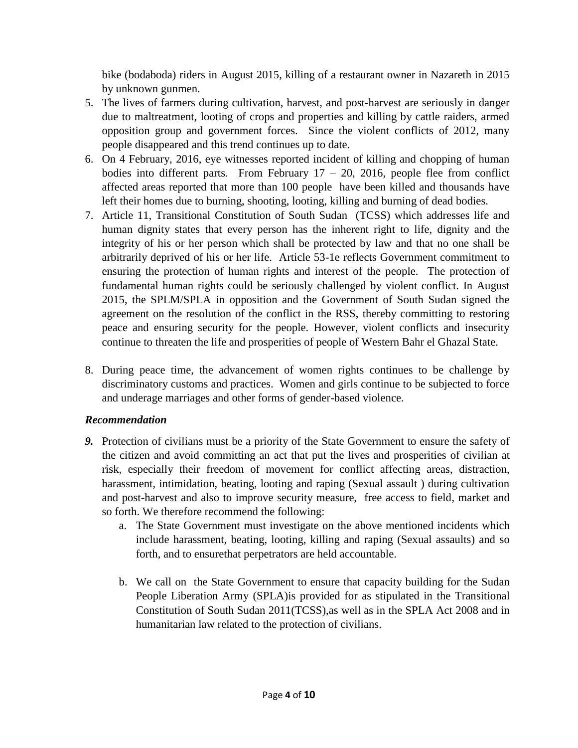bike (bodaboda) riders in August 2015, killing of a restaurant owner in Nazareth in 2015 by unknown gunmen.

5. The lives of farmers during cultivation, harvest, and post-harvest are seriously in danger due to maltreatment, looting of crops and properties and killing by cattle raiders, armed opposition group and government forces. Since the violent conflicts of 2012, many people disappeared and this trend continues up to date.
6. On 4 February, 2016, eye witnesses reported incident of killing and chopping of human bodies into different parts. From February 17 – 20, 2016, people flee from conflict affected areas reported that more than 100 people have been killed and thousands have left their homes due to burning, shooting, looting, killing and burning of dead bodies.
7. Article 11, Transitional Constitution of South Sudan (TCSS) which addresses life and human dignity states that every person has the inherent right to life, dignity and the integrity of his or her person which shall be protected by law and that no one shall be arbitrarily deprived of his or her life. Article 53-1e reflects Government commitment to ensuring the protection of human rights and interest of the people. The protection of fundamental human rights could be seriously challenged by violent conflict. In August 2015, the SPLM/SPLA in opposition and the Government of South Sudan signed the agreement on the resolution of the conflict in the RSS, thereby committing to restoring peace and ensuring security for the people. However, violent conflicts and insecurity continue to threaten the life and prosperities of people of Western Bahr el Ghazal State.

8. During peace time, the advancement of women rights continues to be challenge by discriminatory customs and practices. Women and girls continue to be subjected to force and underage marriages and other forms of gender-based violence.

### *Recommendation*

***9.*** Protection of civilians must be a priority of the State Government to ensure the safety of the citizen and avoid committing an act that put the lives and prosperities of civilian at risk, especially their freedom of movement for conflict affecting areas, distraction, harassment, intimidation, beating, looting and raping (Sexual assault ) during cultivation and post-harvest and also to improve security measure, free access to field, market and so forth. We therefore recommend the following:

a. The State Government must investigate on the above mentioned incidents which include harassment, beating, looting, killing and raping (Sexual assaults) and so forth, and to ensurethat perpetrators are held accountable.

b. We call on the State Government to ensure that capacity building for the Sudan People Liberation Army (SPLA)is provided for as stipulated in the Transitional Constitution of South Sudan 2011(TCSS),as well as in the SPLA Act 2008 and in humanitarian law related to the protection of civilians.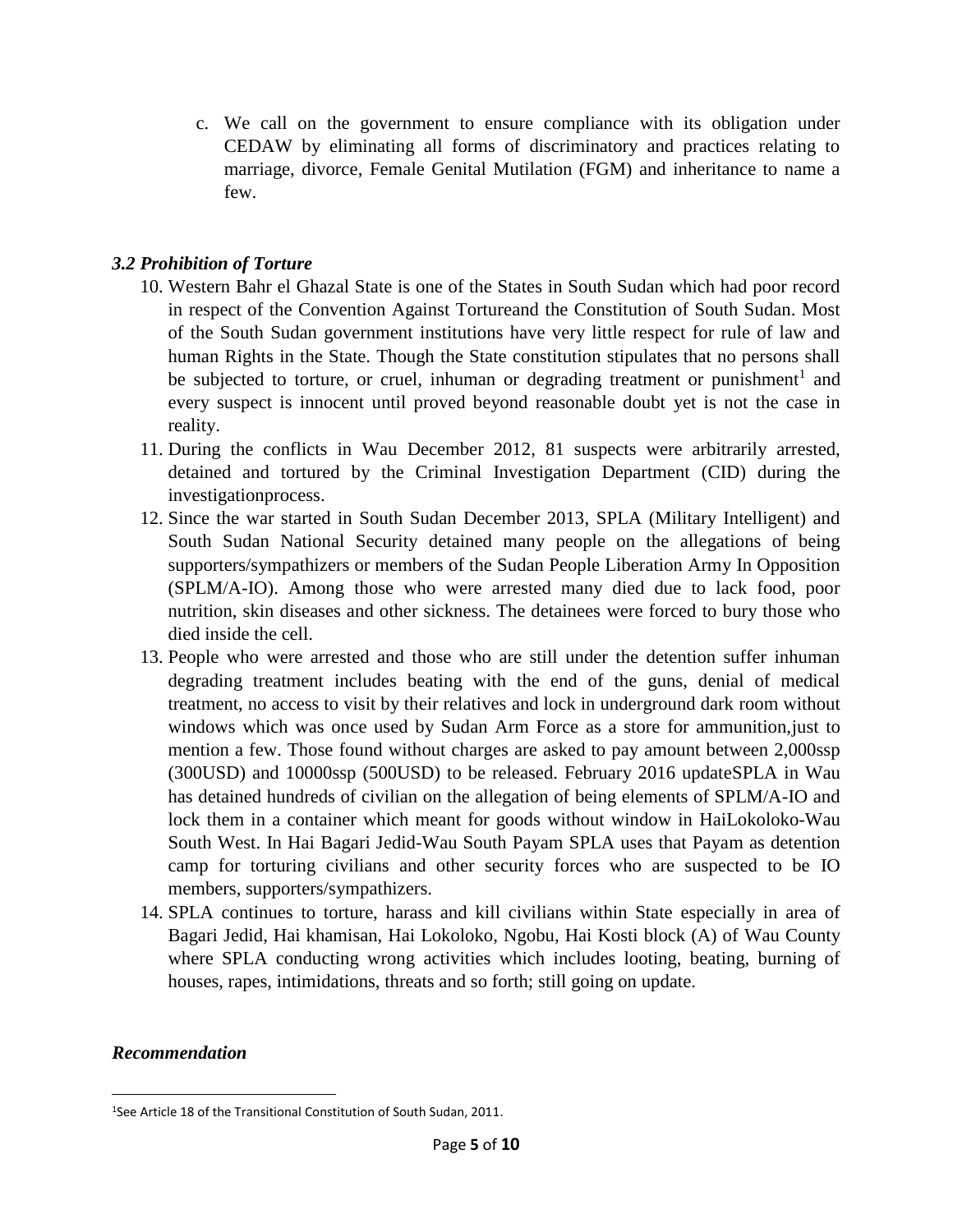c. We call on the government to ensure compliance with its obligation under CEDAW by eliminating all forms of discriminatory and practices relating to marriage, divorce, Female Genital Mutilation (FGM) and inheritance to name a few.

### *3.2 Prohibition of Torture*

10. Western Bahr el Ghazal State is one of the States in South Sudan which had poor record in respect of the Convention Against Tortureand the Constitution of South Sudan. Most of the South Sudan government institutions have very little respect for rule of law and human Rights in the State. Though the State constitution stipulates that no persons shall be subjected to torture, or cruel, inhuman or degrading treatment or punishment[1] and every suspect is innocent until proved beyond reasonable doubt yet is not the case in reality.
11. During the conflicts in Wau December 2012, 81 suspects were arbitrarily arrested, detained and tortured by the Criminal Investigation Department (CID) during the investigationprocess.
12. Since the war started in South Sudan December 2013, SPLA (Military Intelligent) and South Sudan National Security detained many people on the allegations of being supporters/sympathizers or members of the Sudan People Liberation Army In Opposition (SPLM/A-IO). Among those who were arrested many died due to lack food, poor nutrition, skin diseases and other sickness. The detainees were forced to bury those who died inside the cell.
13. People who were arrested and those who are still under the detention suffer inhuman degrading treatment includes beating with the end of the guns, denial of medical treatment, no access to visit by their relatives and lock in underground dark room without windows which was once used by Sudan Arm Force as a store for ammunition,just to mention a few. Those found without charges are asked to pay amount between 2,000ssp (300USD) and 10000ssp (500USD) to be released. February 2016 updateSPLA in Wau has detained hundreds of civilian on the allegation of being elements of SPLM/A-IO and lock them in a container which meant for goods without window in HaiLokoloko-Wau South West. In Hai Bagari Jedid-Wau South Payam SPLA uses that Payam as detention camp for torturing civilians and other security forces who are suspected to be IO members, supporters/sympathizers.
14. SPLA continues to torture, harass and kill civilians within State especially in area of Bagari Jedid, Hai khamisan, Hai Lokoloko, Ngobu, Hai Kosti block (A) of Wau County where SPLA conducting wrong activities which includes looting, beating, burning of houses, rapes, intimidations, threats and so forth; still going on update.

### *Recommendation*

[1]See Article 18 of the Transitional Constitution of South Sudan, 2011.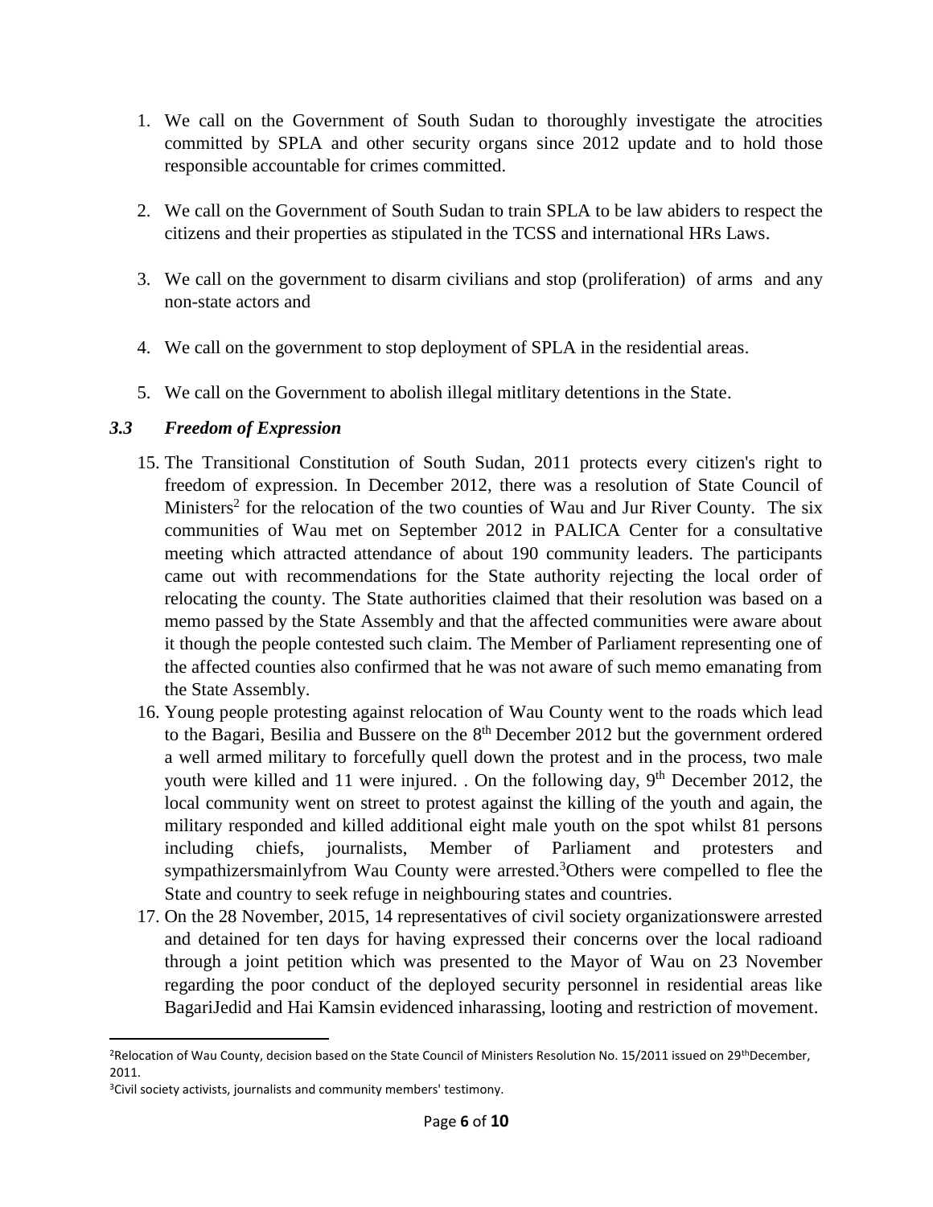1. We call on the Government of South Sudan to thoroughly investigate the atrocities committed by SPLA and other security organs since 2012 update and to hold those responsible accountable for crimes committed.

2. We call on the Government of South Sudan to train SPLA to be law abiders to respect the citizens and their properties as stipulated in the TCSS and international HRs Laws.

3. We call on the government to disarm civilians and stop (proliferation) of arms and any non-state actors and

4. We call on the government to stop deployment of SPLA in the residential areas.

5. We call on the Government to abolish illegal mitlitary detentions in the State.

### *3.3 Freedom of Expression*

15. The Transitional Constitution of South Sudan, 2011 protects every citizen's right to freedom of expression. In December 2012, there was a resolution of State Council of Ministers[2] for the relocation of the two counties of Wau and Jur River County. The six communities of Wau met on September 2012 in PALICA Center for a consultative meeting which attracted attendance of about 190 community leaders. The participants came out with recommendations for the State authority rejecting the local order of relocating the county. The State authorities claimed that their resolution was based on a memo passed by the State Assembly and that the affected communities were aware about it though the people contested such claim. The Member of Parliament representing one of the affected counties also confirmed that he was not aware of such memo emanating from the State Assembly.
16. Young people protesting against relocation of Wau County went to the roads which lead to the Bagari, Besilia and Bussere on the 8th December 2012 but the government ordered a well armed military to forcefully quell down the protest and in the process, two male youth were killed and 11 were injured. . On the following day, 9th December 2012, the local community went on street to protest against the killing of the youth and again, the military responded and killed additional eight male youth on the spot whilst 81 persons including chiefs, journalists, Member of Parliament and protesters and sympathizersmainlyfrom Wau County were arrested.[3]Others were compelled to flee the State and country to seek refuge in neighbouring states and countries.
17. On the 28 November, 2015, 14 representatives of civil society organizationswere arrested and detained for ten days for having expressed their concerns over the local radioand through a joint petition which was presented to the Mayor of Wau on 23 November regarding the poor conduct of the deployed security personnel in residential areas like BagariJedid and Hai Kamsin evidenced inharassing, looting and restriction of movement.

---

[2]Relocation of Wau County, decision based on the State Council of Ministers Resolution No. 15/2011 issued on 29thDecember, 2011.

[3]Civil society activists, journalists and community members' testimony.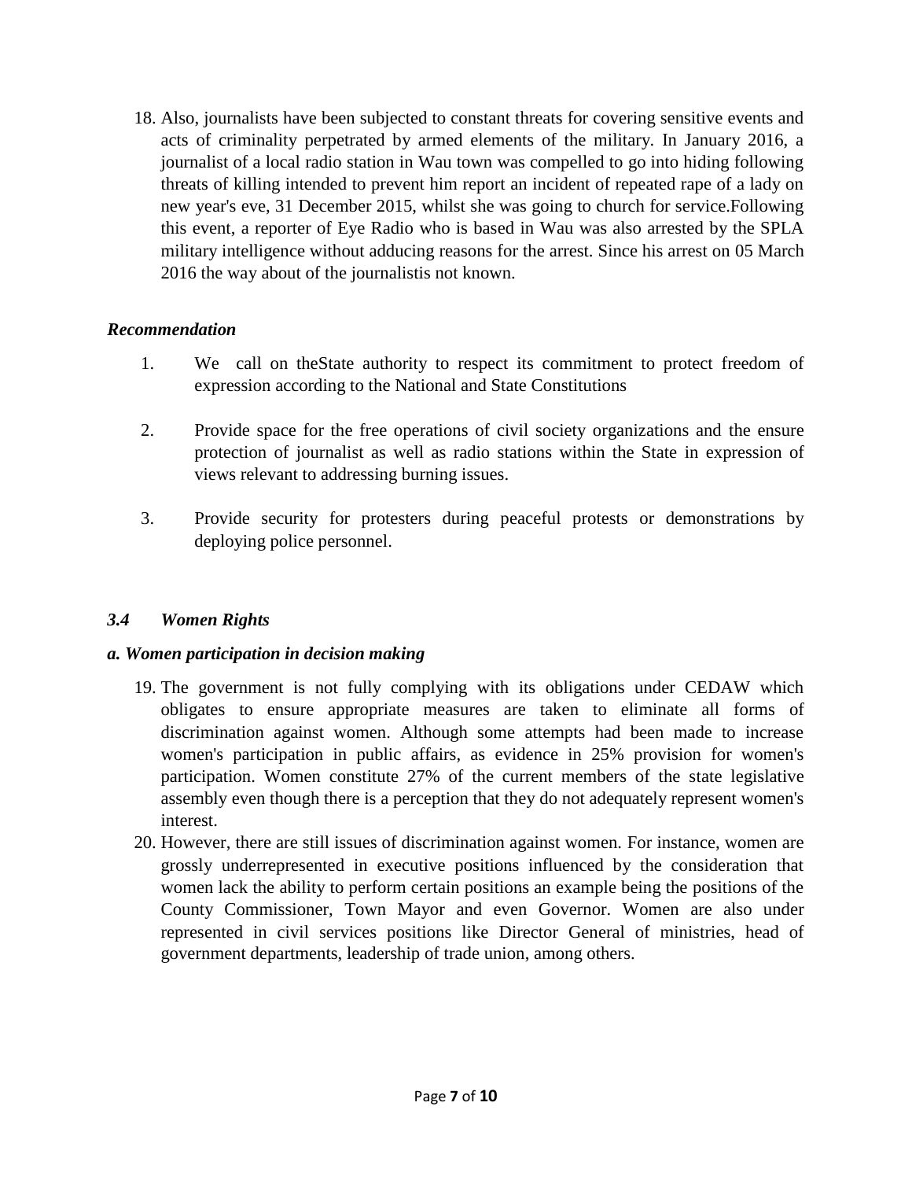18. Also, journalists have been subjected to constant threats for covering sensitive events and acts of criminality perpetrated by armed elements of the military. In January 2016, a journalist of a local radio station in Wau town was compelled to go into hiding following threats of killing intended to prevent him report an incident of repeated rape of a lady on new year's eve, 31 December 2015, whilst she was going to church for service.Following this event, a reporter of Eye Radio who is based in Wau was also arrested by the SPLA military intelligence without adducing reasons for the arrest. Since his arrest on 05 March 2016 the way about of the journalistis not known.

***Recommendation***

1. We call on theState authority to respect its commitment to protect freedom of expression according to the National and State Constitutions

2. Provide space for the free operations of civil society organizations and the ensure protection of journalist as well as radio stations within the State in expression of views relevant to addressing burning issues.

3. Provide security for protesters during peaceful protests or demonstrations by deploying police personnel.

### *3.4 Women Rights*

***a. Women participation in decision making***

19. The government is not fully complying with its obligations under CEDAW which obligates to ensure appropriate measures are taken to eliminate all forms of discrimination against women. Although some attempts had been made to increase women's participation in public affairs, as evidence in 25% provision for women's participation. Women constitute 27% of the current members of the state legislative assembly even though there is a perception that they do not adequately represent women's interest.
20. However, there are still issues of discrimination against women. For instance, women are grossly underrepresented in executive positions influenced by the consideration that women lack the ability to perform certain positions an example being the positions of the County Commissioner, Town Mayor and even Governor. Women are also under represented in civil services positions like Director General of ministries, head of government departments, leadership of trade union, among others.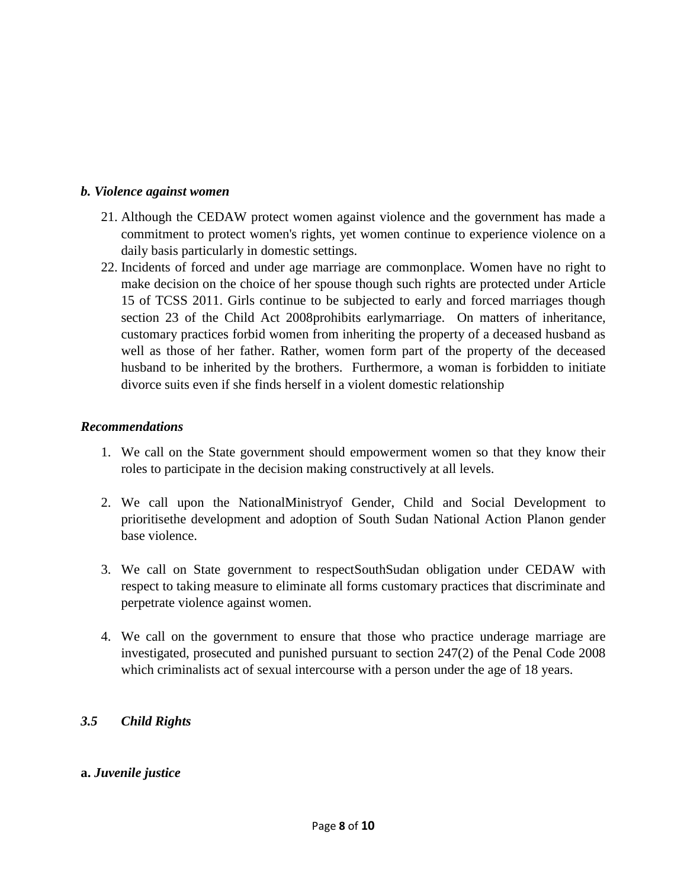### *b. Violence against women*

21. Although the CEDAW protect women against violence and the government has made a commitment to protect women's rights, yet women continue to experience violence on a daily basis particularly in domestic settings.
22. Incidents of forced and under age marriage are commonplace. Women have no right to make decision on the choice of her spouse though such rights are protected under Article 15 of TCSS 2011. Girls continue to be subjected to early and forced marriages though section 23 of the Child Act 2008prohibits earlymarriage. On matters of inheritance, customary practices forbid women from inheriting the property of a deceased husband as well as those of her father. Rather, women form part of the property of the deceased husband to be inherited by the brothers. Furthermore, a woman is forbidden to initiate divorce suits even if she finds herself in a violent domestic relationship

### *Recommendations*

1. We call on the State government should empowerment women so that they know their roles to participate in the decision making constructively at all levels.

2. We call upon the NationalMinistryof Gender, Child and Social Development to prioritisethe development and adoption of South Sudan National Action Planon gender base violence.

3. We call on State government to respectSouthSudan obligation under CEDAW with respect to taking measure to eliminate all forms customary practices that discriminate and perpetrate violence against women.

4. We call on the government to ensure that those who practice underage marriage are investigated, prosecuted and punished pursuant to section 247(2) of the Penal Code 2008 which criminalists act of sexual intercourse with a person under the age of 18 years.

## *3.5 Child Rights*

### **a.** *Juvenile justice*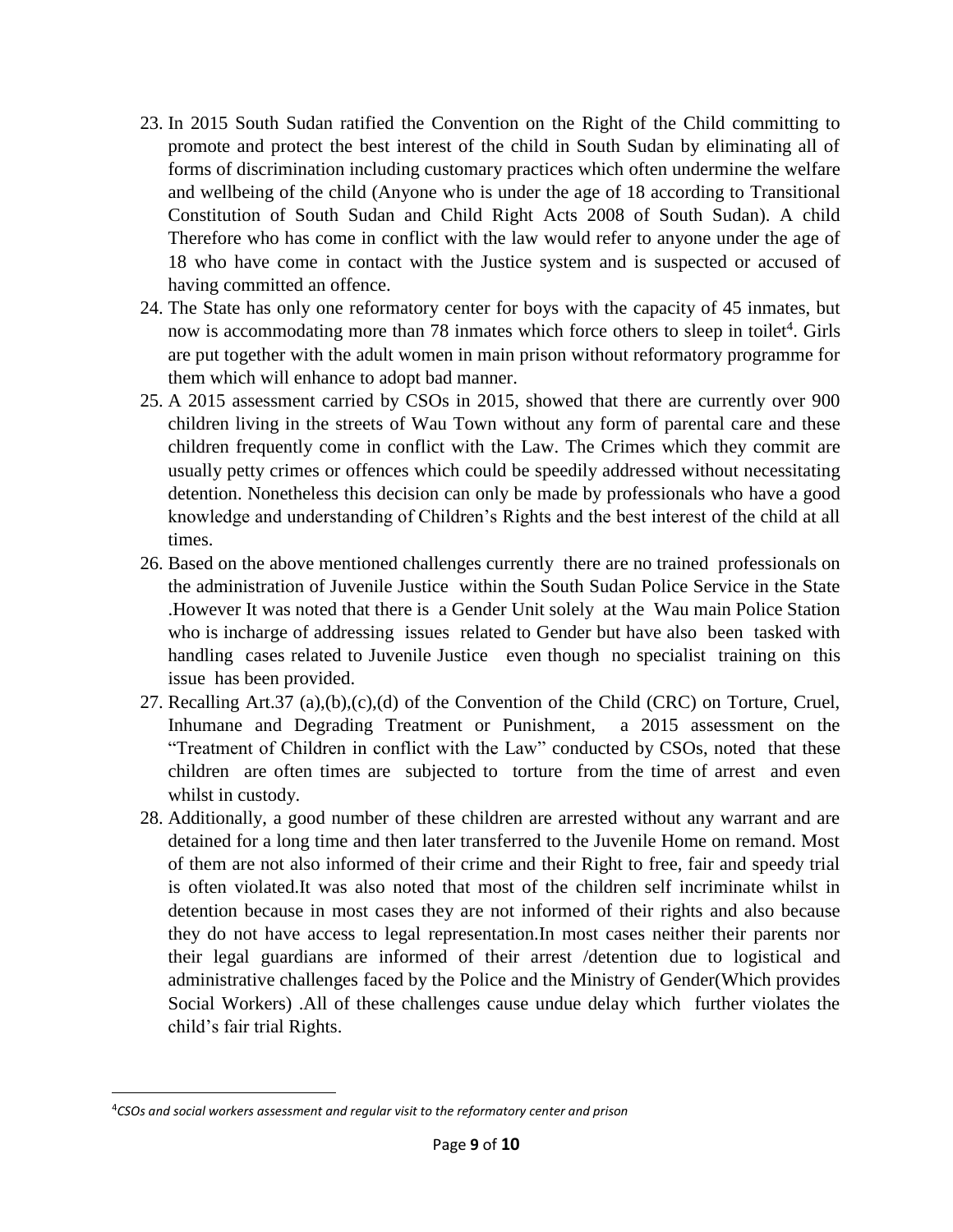23. In 2015 South Sudan ratified the Convention on the Right of the Child committing to promote and protect the best interest of the child in South Sudan by eliminating all of forms of discrimination including customary practices which often undermine the welfare and wellbeing of the child (Anyone who is under the age of 18 according to Transitional Constitution of South Sudan and Child Right Acts 2008 of South Sudan). A child Therefore who has come in conflict with the law would refer to anyone under the age of 18 who have come in contact with the Justice system and is suspected or accused of having committed an offence.
24. The State has only one reformatory center for boys with the capacity of 45 inmates, but now is accommodating more than 78 inmates which force others to sleep in toilet[4]. Girls are put together with the adult women in main prison without reformatory programme for them which will enhance to adopt bad manner.
25. A 2015 assessment carried by CSOs in 2015, showed that there are currently over 900 children living in the streets of Wau Town without any form of parental care and these children frequently come in conflict with the Law. The Crimes which they commit are usually petty crimes or offences which could be speedily addressed without necessitating detention. Nonetheless this decision can only be made by professionals who have a good knowledge and understanding of Children's Rights and the best interest of the child at all times.
26. Based on the above mentioned challenges currently there are no trained professionals on the administration of Juvenile Justice within the South Sudan Police Service in the State .However It was noted that there is a Gender Unit solely at the Wau main Police Station who is incharge of addressing issues related to Gender but have also been tasked with handling cases related to Juvenile Justice even though no specialist training on this issue has been provided.
27. Recalling Art.37 (a),(b),(c),(d) of the Convention of the Child (CRC) on Torture, Cruel, Inhumane and Degrading Treatment or Punishment, a 2015 assessment on the "Treatment of Children in conflict with the Law" conducted by CSOs, noted that these children are often times are subjected to torture from the time of arrest and even whilst in custody.
28. Additionally, a good number of these children are arrested without any warrant and are detained for a long time and then later transferred to the Juvenile Home on remand. Most of them are not also informed of their crime and their Right to free, fair and speedy trial is often violated.It was also noted that most of the children self incriminate whilst in detention because in most cases they are not informed of their rights and also because they do not have access to legal representation.In most cases neither their parents nor their legal guardians are informed of their arrest /detention due to logistical and administrative challenges faced by the Police and the Ministry of Gender(Which provides Social Workers) .All of these challenges cause undue delay which further violates the child's fair trial Rights.

[4] *CSOs and social workers assessment and regular visit to the reformatory center and prison*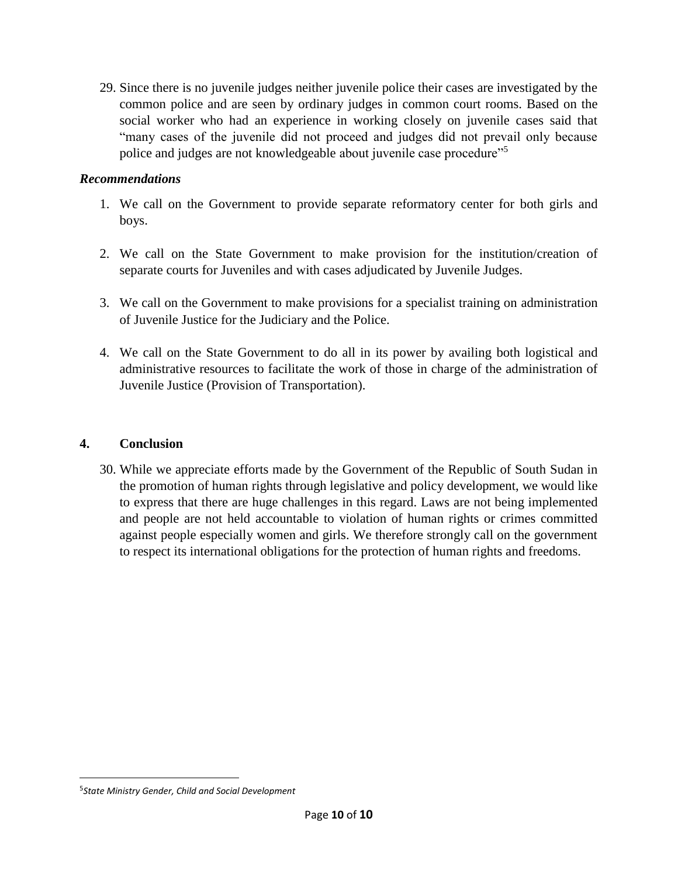29. Since there is no juvenile judges neither juvenile police their cases are investigated by the common police and are seen by ordinary judges in common court rooms. Based on the social worker who had an experience in working closely on juvenile cases said that "many cases of the juvenile did not proceed and judges did not prevail only because police and judges are not knowledgeable about juvenile case procedure"[5]

***Recommendations***

1. We call on the Government to provide separate reformatory center for both girls and boys.

2. We call on the State Government to make provision for the institution/creation of separate courts for Juveniles and with cases adjudicated by Juvenile Judges.

3. We call on the Government to make provisions for a specialist training on administration of Juvenile Justice for the Judiciary and the Police.

4. We call on the State Government to do all in its power by availing both logistical and administrative resources to facilitate the work of those in charge of the administration of Juvenile Justice (Provision of Transportation).

## 4. Conclusion

30. While we appreciate efforts made by the Government of the Republic of South Sudan in the promotion of human rights through legislative and policy development, we would like to express that there are huge challenges in this regard. Laws are not being implemented and people are not held accountable to violation of human rights or crimes committed against people especially women and girls. We therefore strongly call on the government to respect its international obligations for the protection of human rights and freedoms.

---

[5] *State Ministry Gender, Child and Social Development*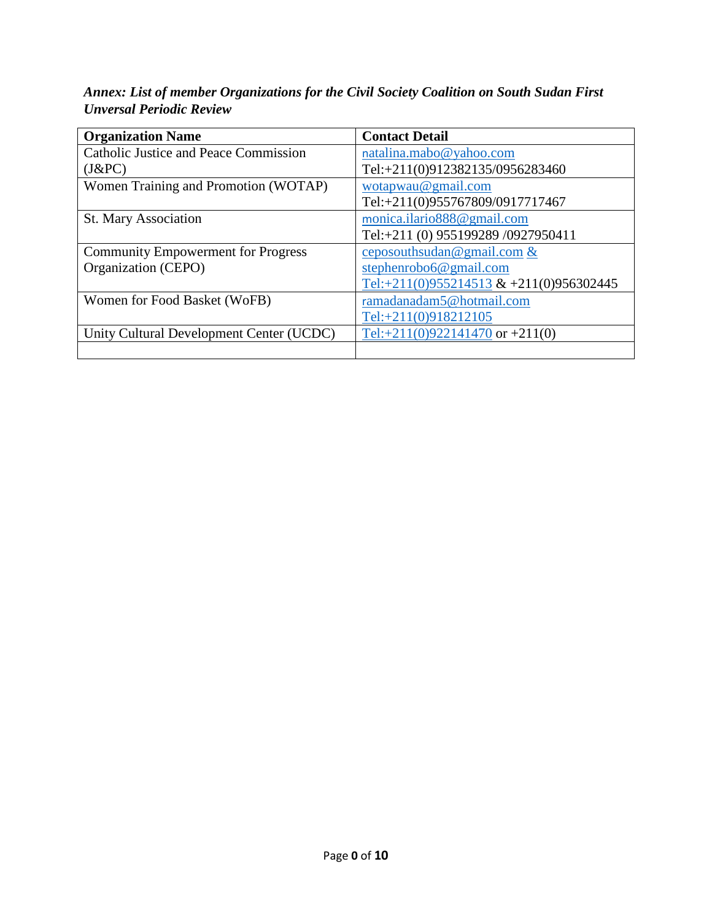***Annex: List of member Organizations for the Civil Society Coalition on South Sudan First Unversal Periodic Review***

| Organization Name | Contact Detail |
| --- | --- |
| Catholic Justice and Peace Commission (J&PC) | natalina.mabo@yahoo.com Tel:+211(0)912382135/0956283460 |
| Women Training and Promotion (WOTAP) | wotapwau@gmail.com Tel:+211(0)955767809/0917717467 |
| St. Mary Association | monica.ilario888@gmail.com Tel:+211 (0) 955199289 /0927950411 |
| Community Empowerment for Progress Organization (CEPO) | ceposouthsudan@gmail.com & stephenrobo6@gmail.com Tel:+211(0)955214513 & +211(0)956302445 |
| Women for Food Basket (WoFB) | ramadanadam5@hotmail.com Tel:+211(0)918212105 |
| Unity Cultural Development Center (UCDC) | Tel:+211(0)922141470 or +211(0) |
| | |